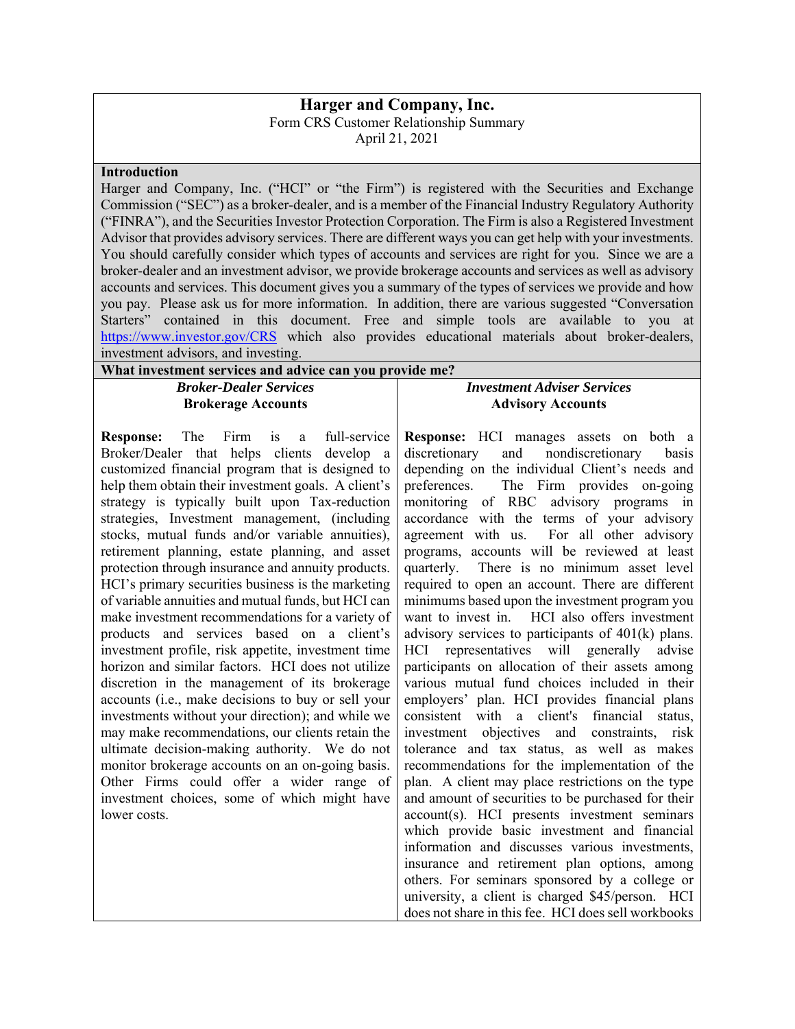# Harger and Company, Inc.

Form CRS Customer Relationship Summary

April 21, 2021

## Introduction

Harger and Company, Inc. ("HCI" or "the Firm") is registered with the Securities and Exchange Commission ("SEC") as a broker-dealer, and is a member of the Financial Industry Regulatory Authority ("FINRA"), and the Securities Investor Protection Corporation. The Firm is also a Registered Investment Advisor that provides advisory services. There are different ways you can get help with your investments. You should carefully consider which types of accounts and services are right for you. Since we are a broker-dealer and an investment advisor, we provide brokerage accounts and services as well as advisory accounts and services. This document gives you a summary of the types of services we provide and how you pay. Please ask us for more information. In addition, there are various suggested "Conversation Starters" contained in this document. Free and simple tools are available to you at https://www.investor.gov/CRS which also provides educational materials about broker-dealers, investment advisors, and investing.

## What investment services and advice can you provide me?

### *Broker-Dealer Services* – Brokerage Accounts

**Response:** The Firm is a full-service Broker/Dealer that helps clients develop a customized financial program that is designed to help them obtain their investment goals. A client's strategy is typically built upon Tax-reduction strategies, Investment management, (including stocks, mutual funds and/or variable annuities), retirement planning, estate planning, and asset protection through insurance and annuity products. HCI's primary securities business is the marketing of variable annuities and mutual funds, but HCI can make investment recommendations for a variety of products and services based on a client's investment profile, risk appetite, investment time horizon and similar factors. HCI does not utilize discretion in the management of its brokerage accounts (i.e., make decisions to buy or sell your investments without your direction); and while we may make recommendations, our clients retain the ultimate decision-making authority. We do not monitor brokerage accounts on an on-going basis. Other Firms could offer a wider range of investment choices, some of which might have lower costs.

### *Investment Adviser Services* – Advisory Accounts

**Response:** HCI manages assets on both a discretionary and nondiscretionary basis depending on the individual Client's needs and preferences. The Firm provides on-going monitoring of RBC advisory programs in accordance with the terms of your advisory agreement with us. For all other advisory programs, accounts will be reviewed at least quarterly. There is no minimum asset level required to open an account. There are different minimums based upon the investment program you want to invest in. HCI also offers investment advisory services to participants of 401(k) plans. HCI representatives will generally advise participants on allocation of their assets among various mutual fund choices included in their employers' plan. HCI provides financial plans consistent with a client's financial status, investment objectives and constraints, risk tolerance and tax status, as well as makes recommendations for the implementation of the plan. A client may place restrictions on the type and amount of securities to be purchased for their account(s). HCI presents investment seminars which provide basic investment and financial information and discusses various investments, insurance and retirement plan options, among others. For seminars sponsored by a college or university, a client is charged $45/person. HCI does not share in this fee. HCI does sell workbooks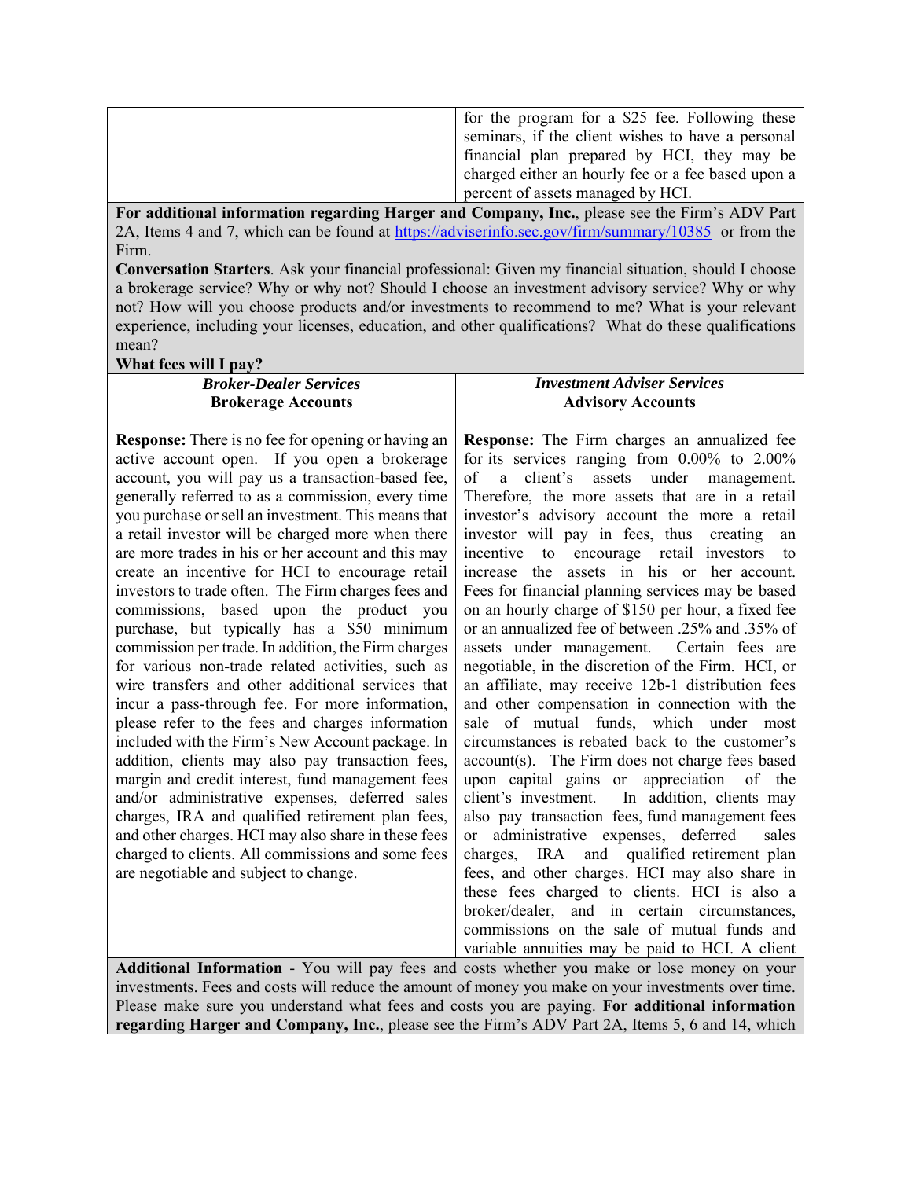| | |
|---|---|
| | for the program for a $25 fee. Following these seminars, if the client wishes to have a personal financial plan prepared by HCI, they may be charged either an hourly fee or a fee based upon a percent of assets managed by HCI. |

**For additional information regarding Harger and Company, Inc.**, please see the Firm's ADV Part 2A, Items 4 and 7, which can be found at https://adviserinfo.sec.gov/firm/summary/10385 or from the Firm.

**Conversation Starters**. Ask your financial professional: Given my financial situation, should I choose a brokerage service? Why or why not? Should I choose an investment advisory service? Why or why not? How will you choose products and/or investments to recommend to me? What is your relevant experience, including your licenses, education, and other qualifications? What do these qualifications mean?

**What fees will I pay?**

| ***Broker-Dealer Services*** **Brokerage Accounts** | ***Investment Adviser Services*** **Advisory Accounts** |
|---|---|
| **Response:** There is no fee for opening or having an active account open. If you open a brokerage account, you will pay us a transaction-based fee, generally referred to as a commission, every time you purchase or sell an investment. This means that a retail investor will be charged more when there are more trades in his or her account and this may create an incentive for HCI to encourage retail investors to trade often. The Firm charges fees and commissions, based upon the product you purchase, but typically has a $50 minimum commission per trade. In addition, the Firm charges for various non-trade related activities, such as wire transfers and other additional services that incur a pass-through fee. For more information, please refer to the fees and charges information included with the Firm's New Account package. In addition, clients may also pay transaction fees, margin and credit interest, fund management fees and/or administrative expenses, deferred sales charges, IRA and qualified retirement plan fees, and other charges. HCI may also share in these fees charged to clients. All commissions and some fees are negotiable and subject to change. | **Response:** The Firm charges an annualized fee for its services ranging from 0.00% to 2.00% of a client's assets under management. Therefore, the more assets that are in a retail investor's advisory account the more a retail investor will pay in fees, thus creating an incentive to encourage retail investors to increase the assets in his or her account. Fees for financial planning services may be based on an hourly charge of $150 per hour, a fixed fee or an annualized fee of between .25% and .35% of assets under management. Certain fees are negotiable, in the discretion of the Firm. HCI, or an affiliate, may receive 12b-1 distribution fees and other compensation in connection with the sale of mutual funds, which under most circumstances is rebated back to the customer's account(s). The Firm does not charge fees based upon capital gains or appreciation of the client's investment. In addition, clients may also pay transaction fees, fund management fees or administrative expenses, deferred sales charges, IRA and qualified retirement plan fees, and other charges. HCI may also share in these fees charged to clients. HCI is also a broker/dealer, and in certain circumstances, commissions on the sale of mutual funds and variable annuities may be paid to HCI. A client |

**Additional Information** - You will pay fees and costs whether you make or lose money on your investments. Fees and costs will reduce the amount of money you make on your investments over time. Please make sure you understand what fees and costs you are paying. **For additional information regarding Harger and Company, Inc.**, please see the Firm's ADV Part 2A, Items 5, 6 and 14, which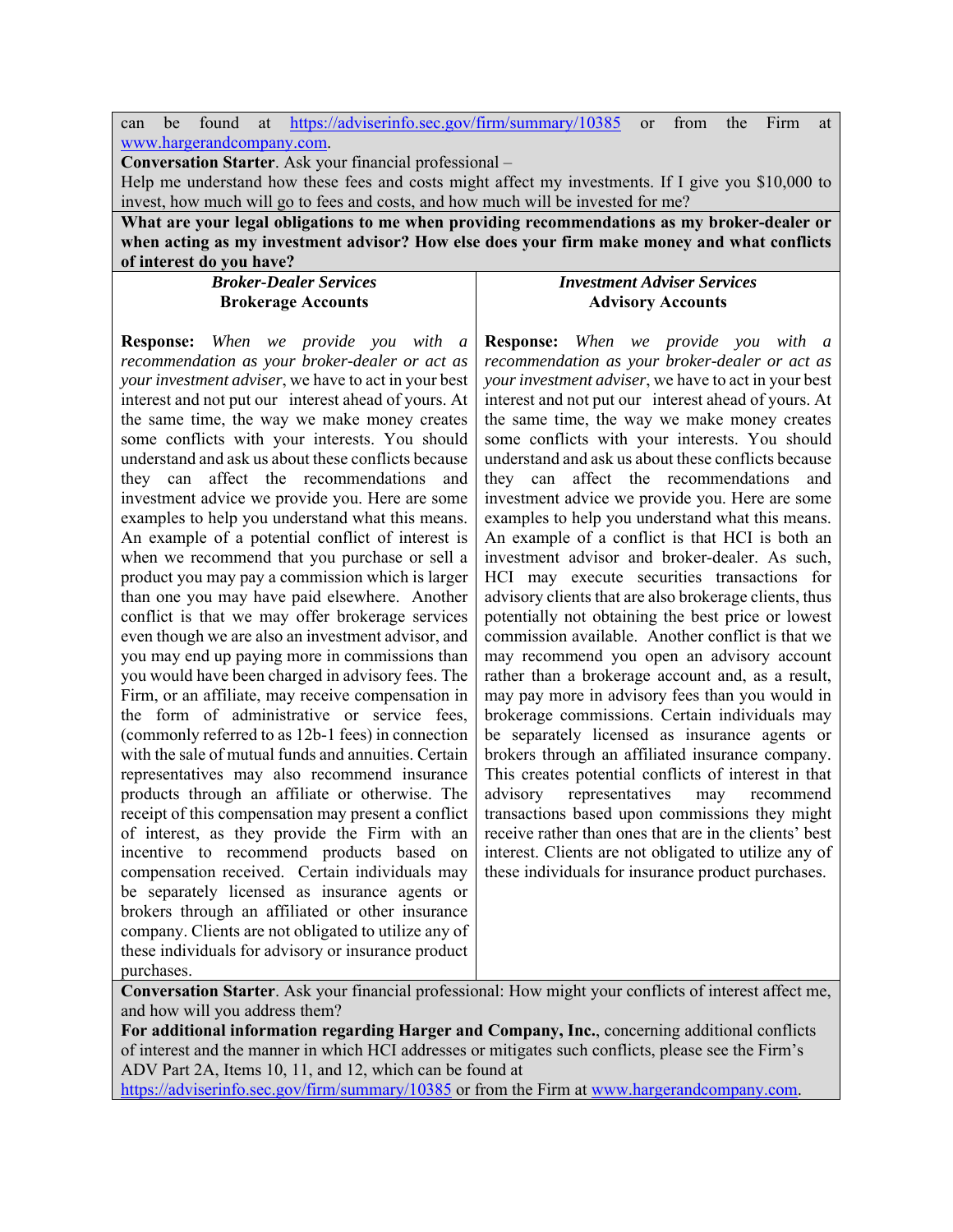can be found at https://adviserinfo.sec.gov/firm/summary/10385 or from the Firm at www.hargerandcompany.com.

**Conversation Starter**. Ask your financial professional –

Help me understand how these fees and costs might affect my investments. If I give you $10,000 to invest, how much will go to fees and costs, and how much will be invested for me?

**What are your legal obligations to me when providing recommendations as my broker-dealer or when acting as my investment advisor? How else does your firm make money and what conflicts of interest do you have?**

***Broker-Dealer Services***
**Brokerage Accounts**

**Response:** *When we provide you with a recommendation as your broker-dealer or act as your investment adviser*, we have to act in your best interest and not put our interest ahead of yours. At the same time, the way we make money creates some conflicts with your interests. You should understand and ask us about these conflicts because they can affect the recommendations and investment advice we provide you. Here are some examples to help you understand what this means. An example of a potential conflict of interest is when we recommend that you purchase or sell a product you may pay a commission which is larger than one you may have paid elsewhere. Another conflict is that we may offer brokerage services even though we are also an investment advisor, and you may end up paying more in commissions than you would have been charged in advisory fees. The Firm, or an affiliate, may receive compensation in the form of administrative or service fees, (commonly referred to as 12b-1 fees) in connection with the sale of mutual funds and annuities. Certain representatives may also recommend insurance products through an affiliate or otherwise. The receipt of this compensation may present a conflict of interest, as they provide the Firm with an incentive to recommend products based on compensation received. Certain individuals may be separately licensed as insurance agents or brokers through an affiliated or other insurance company. Clients are not obligated to utilize any of these individuals for advisory or insurance product purchases.

***Investment Adviser Services***
**Advisory Accounts**

**Response:** *When we provide you with a recommendation as your broker-dealer or act as your investment adviser*, we have to act in your best interest and not put our interest ahead of yours. At the same time, the way we make money creates some conflicts with your interests. You should understand and ask us about these conflicts because they can affect the recommendations and investment advice we provide you. Here are some examples to help you understand what this means. An example of a conflict is that HCI is both an investment advisor and broker-dealer. As such, HCI may execute securities transactions for advisory clients that are also brokerage clients, thus potentially not obtaining the best price or lowest commission available. Another conflict is that we may recommend you open an advisory account rather than a brokerage account and, as a result, may pay more in advisory fees than you would in brokerage commissions. Certain individuals may be separately licensed as insurance agents or brokers through an affiliated insurance company. This creates potential conflicts of interest in that advisory representatives may recommend transactions based upon commissions they might receive rather than ones that are in the clients' best interest. Clients are not obligated to utilize any of these individuals for insurance product purchases.

**Conversation Starter**. Ask your financial professional: How might your conflicts of interest affect me, and how will you address them?

**For additional information regarding Harger and Company, Inc.**, concerning additional conflicts of interest and the manner in which HCI addresses or mitigates such conflicts, please see the Firm's ADV Part 2A, Items 10, 11, and 12, which can be found at https://adviserinfo.sec.gov/firm/summary/10385 or from the Firm at www.hargerandcompany.com.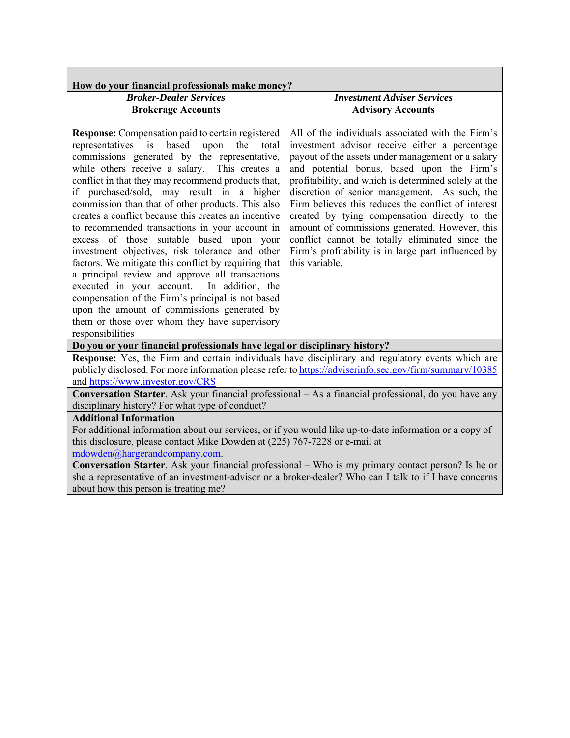**How do your financial professionals make money?**

| *Broker-Dealer Services* **Brokerage Accounts** | *Investment Adviser Services* **Advisory Accounts** |
| --- | --- |
| **Response:** Compensation paid to certain registered representatives is based upon the total commissions generated by the representative, while others receive a salary. This creates a conflict in that they may recommend products that, if purchased/sold, may result in a higher commission than that of other products. This also creates a conflict because this creates an incentive to recommended transactions in your account in excess of those suitable based upon your investment objectives, risk tolerance and other factors. We mitigate this conflict by requiring that a principal review and approve all transactions executed in your account. In addition, the compensation of the Firm's principal is not based upon the amount of commissions generated by them or those over whom they have supervisory responsibilities | All of the individuals associated with the Firm's investment advisor receive either a percentage payout of the assets under management or a salary and potential bonus, based upon the Firm's profitability, and which is determined solely at the discretion of senior management. As such, the Firm believes this reduces the conflict of interest created by tying compensation directly to the amount of commissions generated. However, this conflict cannot be totally eliminated since the Firm's profitability is in large part influenced by this variable. |

**Do you or your financial professionals have legal or disciplinary history?**

**Response:** Yes, the Firm and certain individuals have disciplinary and regulatory events which are publicly disclosed. For more information please refer to https://adviserinfo.sec.gov/firm/summary/10385 and https://www.investor.gov/CRS

**Conversation Starter**. Ask your financial professional – As a financial professional, do you have any disciplinary history? For what type of conduct?

**Additional Information**

For additional information about our services, or if you would like up-to-date information or a copy of this disclosure, please contact Mike Dowden at (225) 767-7228 or e-mail at mdowden@hargerandcompany.com.

**Conversation Starter**. Ask your financial professional – Who is my primary contact person? Is he or she a representative of an investment-advisor or a broker-dealer? Who can I talk to if I have concerns about how this person is treating me?